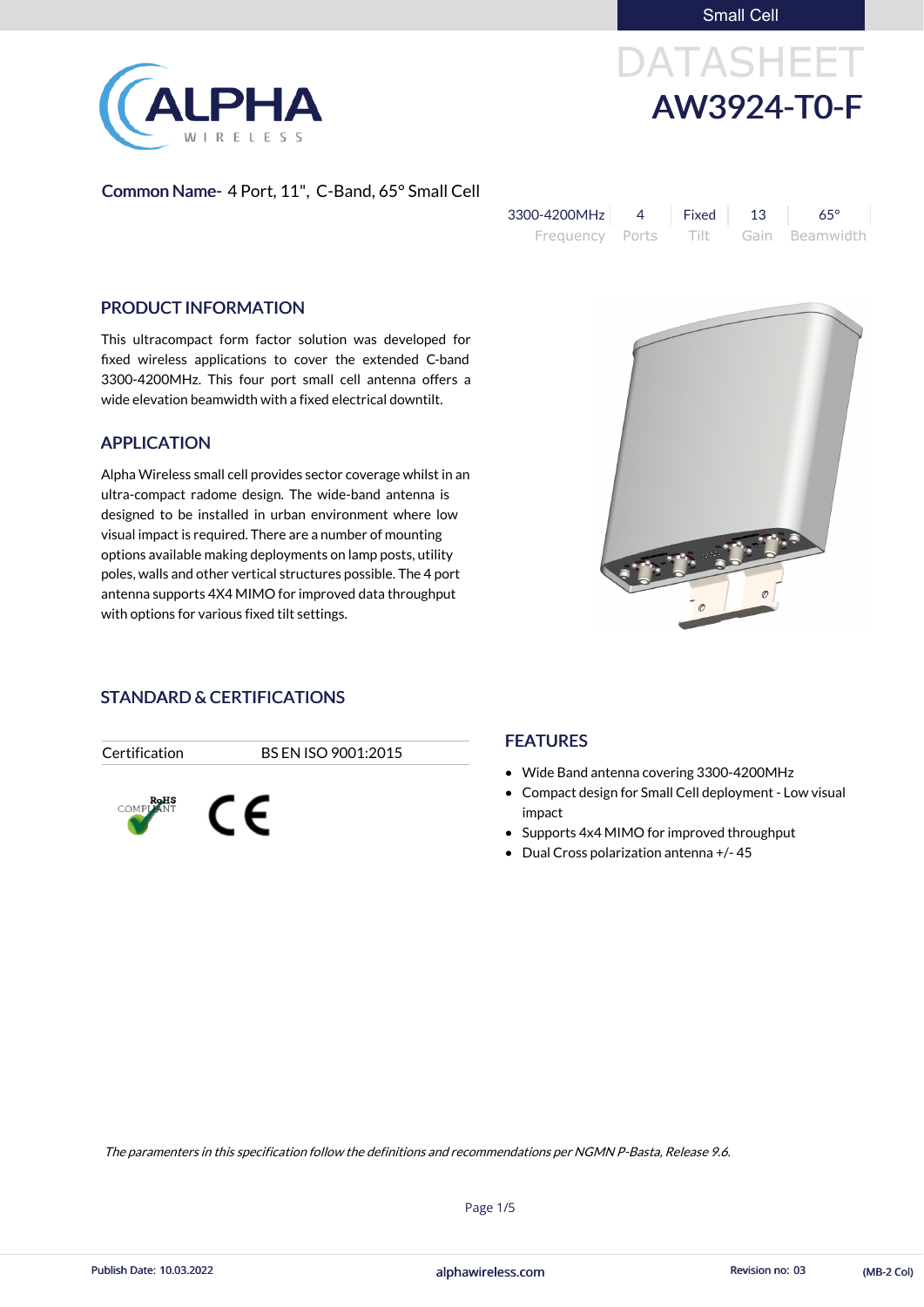Small Cell

# DATASHEET
# AW3924-T0-F

**Common Name-** 4 Port, 11", C-Band, 65° Small Cell

| 3300-4200MHz | 4 | Fixed | 13 | 65° |
|---|---|---|---|---|
| Frequency | Ports | Tilt | Gain | Beamwidth |

## PRODUCT INFORMATION

This ultracompact form factor solution was developed for fixed wireless applications to cover the extended C-band 3300-4200MHz. This four port small cell antenna offers a wide elevation beamwidth with a fixed electrical downtilt.

## APPLICATION

Alpha Wireless small cell provides sector coverage whilst in an ultra-compact radome design. The wide-band antenna is designed to be installed in urban environment where low visual impact is required. There are a number of mounting options available making deployments on lamp posts, utility poles, walls and other vertical structures possible. The 4 port antenna supports 4X4 MIMO for improved data throughput with options for various fixed tilt settings.

## STANDARD & CERTIFICATIONS

| Certification | BS EN ISO 9001:2015 |
|---|---|

RoHS COMPLIANT

CE

## FEATURES

- Wide Band antenna covering 3300-4200MHz
- Compact design for Small Cell deployment - Low visual impact
- Supports 4x4 MIMO for improved throughput
- Dual Cross polarization antenna +/- 45

*The paramenters in this specification follow the definitions and recommendations per NGMN P-Basta, Release 9.6.*

Publish Date: 10.03.2022 | alphawireless.com | Revision no: 03 | (MB-2 Col)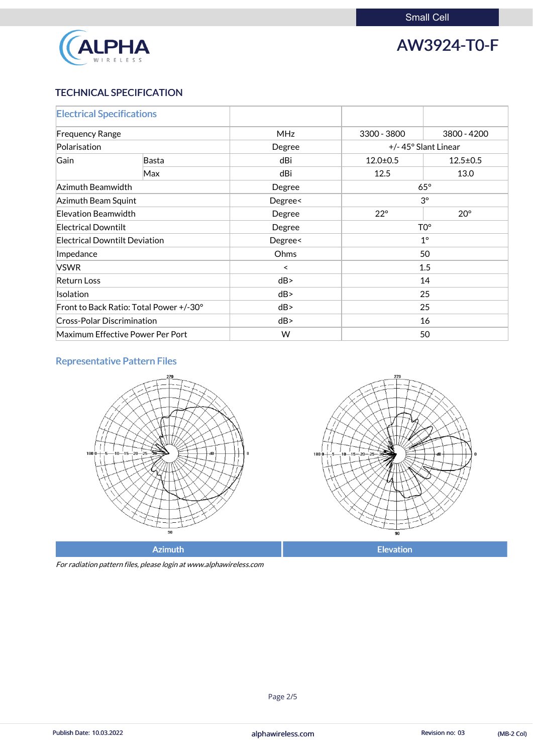Small Cell

# AW3924-T0-F

## TECHNICAL SPECIFICATION

| Electrical Specifications | | | | |
|---|---|---|---|---|
| Frequency Range | | MHz | 3300 - 3800 | 3800 - 4200 |
| Polarisation | | Degree | +/- 45° Slant Linear | |
| Gain | Basta | dBi | 12.0±0.5 | 12.5±0.5 |
| | Max | dBi | 12.5 | 13.0 |
| Azimuth Beamwidth | | Degree | 65° | |
| Azimuth Beam Squint | | Degree< | 3° | |
| Elevation Beamwidth | | Degree | 22° | 20° |
| Electrical Downtilt | | Degree | T0° | |
| Electrical Downtilt Deviation | | Degree< | 1° | |
| Impedance | | Ohms | 50 | |
| VSWR | | < | 1.5 | |
| Return Loss | | dB> | 14 | |
| Isolation | | dB> | 25 | |
| Front to Back Ratio: Total Power +/-30° | | dB> | 25 | |
| Cross-Polar Discrimination | | dB> | 16 | |
| Maximum Effective Power Per Port | | W | 50 | |

### Representative Pattern Files

| Azimuth | Elevation |
|---|---|

*For radiation pattern files, please login at www.alphawireless.com*

Publish Date: 10.03.2022 alphawireless.com Revision no: 03 (MB-2 Col)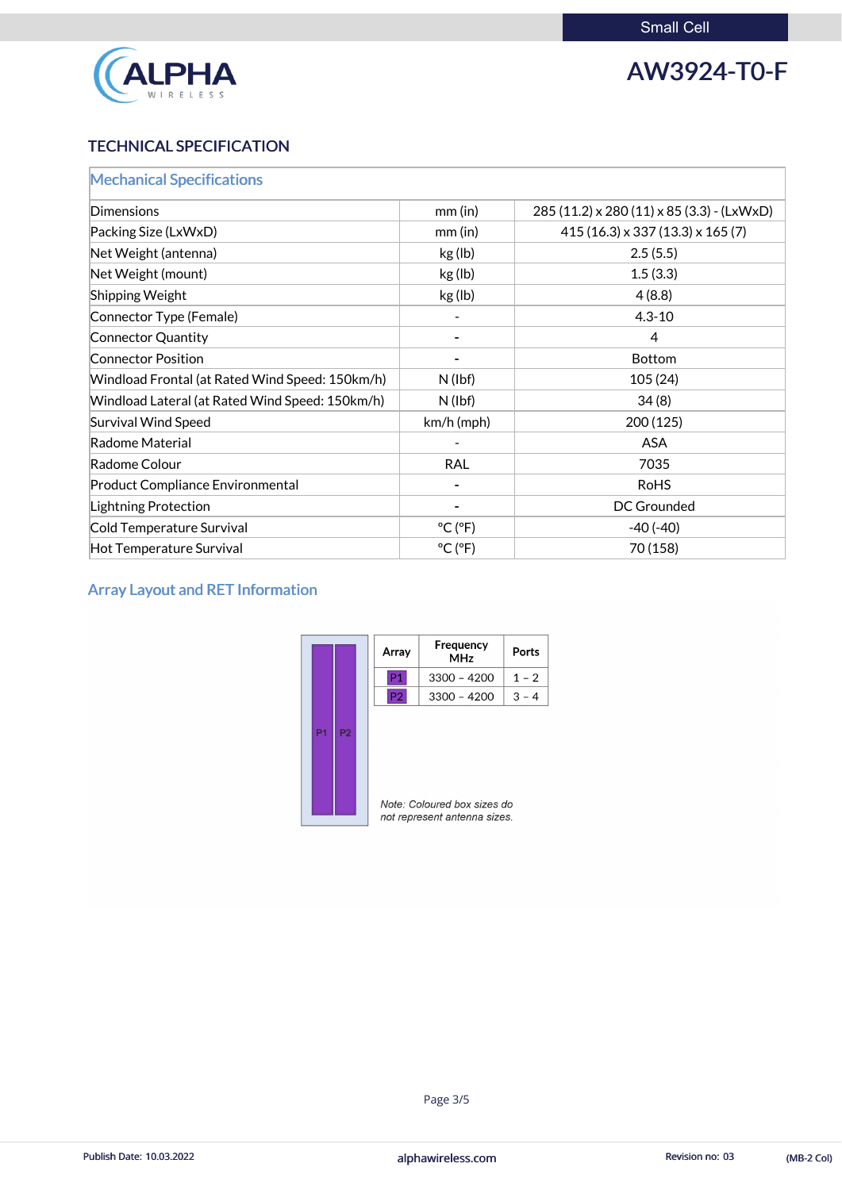Small Cell

# AW3924-T0-F

## TECHNICAL SPECIFICATION

| Mechanical Specifications | | |
|---|---|---|
| Dimensions | mm (in) | 285 (11.2) x 280 (11) x 85 (3.3) - (LxWxD) |
| Packing Size (LxWxD) | mm (in) | 415 (16.3) x 337 (13.3) x 165 (7) |
| Net Weight (antenna) | kg (lb) | 2.5 (5.5) |
| Net Weight (mount) | kg (lb) | 1.5 (3.3) |
| Shipping Weight | kg (lb) | 4 (8.8) |
| Connector Type (Female) | - | 4.3-10 |
| Connector Quantity | - | 4 |
| Connector Position | - | Bottom |
| Windload Frontal (at Rated Wind Speed: 150km/h) | N (lbf) | 105 (24) |
| Windload Lateral (at Rated Wind Speed: 150km/h) | N (lbf) | 34 (8) |
| Survival Wind Speed | km/h (mph) | 200 (125) |
| Radome Material | - | ASA |
| Radome Colour | RAL | 7035 |
| Product Compliance Environmental | - | RoHS |
| Lightning Protection | - | DC Grounded |
| Cold Temperature Survival | °C (°F) | -40 (-40) |
| Hot Temperature Survival | °C (°F) | 70 (158) |

## Array Layout and RET Information

| Array | Frequency MHz | Ports |
|---|---|---|
| P1 | 3300 – 4200 | 1 – 2 |
| P2 | 3300 – 4200 | 3 – 4 |

P1 P2

*Note: Coloured box sizes do not represent antenna sizes.*

Publish Date: 10.03.2022 alphawireless.com Revision no: 03 (MB-2 Col)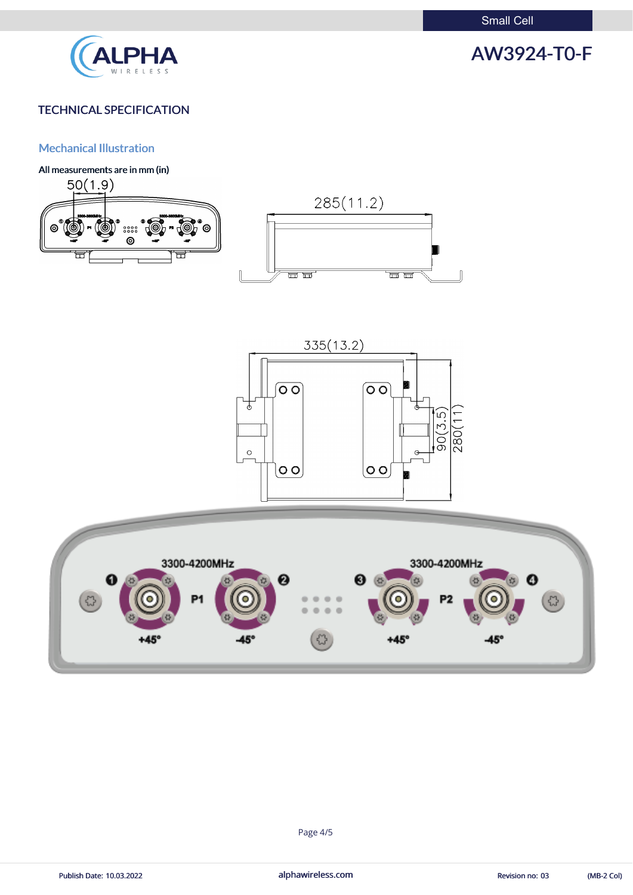# TECHNICAL SPECIFICATION

## Mechanical Illustration

**All measurements are in mm (in)**

50(1.9)

285(11.2)

335(13.2)

90(3.5)

280(11)

3300-4200MHz

3300-4200MHz

P1

P2

+45°

-45°

+45°

-45°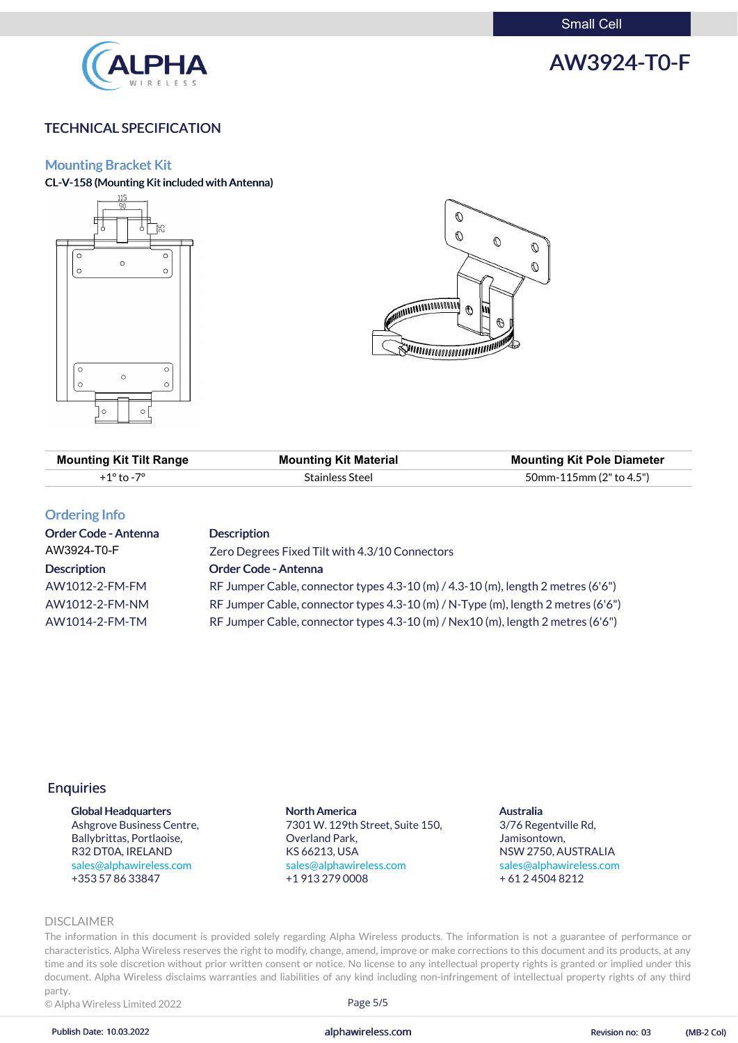Small Cell

# AW3924-T0-F

## TECHNICAL SPECIFICATION

### Mounting Bracket Kit

**CL-V-158 (Mounting Kit included with Antenna)**

115
90
25

| Mounting Kit Tilt Range | Mounting Kit Material | Mounting Kit Pole Diameter |
|---|---|---|
| +1° to -7° | Stainless Steel | 50mm-115mm (2" to 4.5") |

### Ordering Info

| **Order Code - Antenna** | **Description** |
|---|---|
| AW3924-T0-F | Zero Degrees Fixed Tilt with 4.3/10 Connectors |
| **Description** | **Order Code - Antenna** |
| AW1012-2-FM-FM | RF Jumper Cable, connector types 4.3-10 (m) / 4.3-10 (m), length 2 metres (6'6") |
| AW1012-2-FM-NM | RF Jumper Cable, connector types 4.3-10 (m) / N-Type (m), length 2 metres (6'6") |
| AW1014-2-FM-TM | RF Jumper Cable, connector types 4.3-10 (m) / Nex10 (m), length 2 metres (6'6") |

## Enquiries

**Global Headquarters**
Ashgrove Business Centre,
Ballybrittas, Portlaoise,
R32 DT0A, IRELAND
sales@alphawireless.com
+353 57 86 33847

**North America**
7301 W. 129th Street, Suite 150,
Overland Park,
KS 66213, USA
sales@alphawireless.com
+1 913 279 0008

**Australia**
3/76 Regentville Rd,
Jamisontown,
NSW 2750, AUSTRALIA
sales@alphawireless.com
+ 61 2 4504 8212

DISCLAIMER

The information in this document is provided solely regarding Alpha Wireless products. The information is not a guarantee of performance or characteristics. Alpha Wireless reserves the right to modify, change, amend, improve or make corrections to this document and its products, at any time and its sole discretion without prior written consent or notice. No license to any intellectual property rights is granted or implied under this document. Alpha Wireless disclaims warranties and liabilities of any kind including non-infringement of intellectual property rights of any third party.

© Alpha Wireless Limited 2022

Publish Date: 10.03.2022 alphawireless.com Revision no: 03 (MB-2 Col)